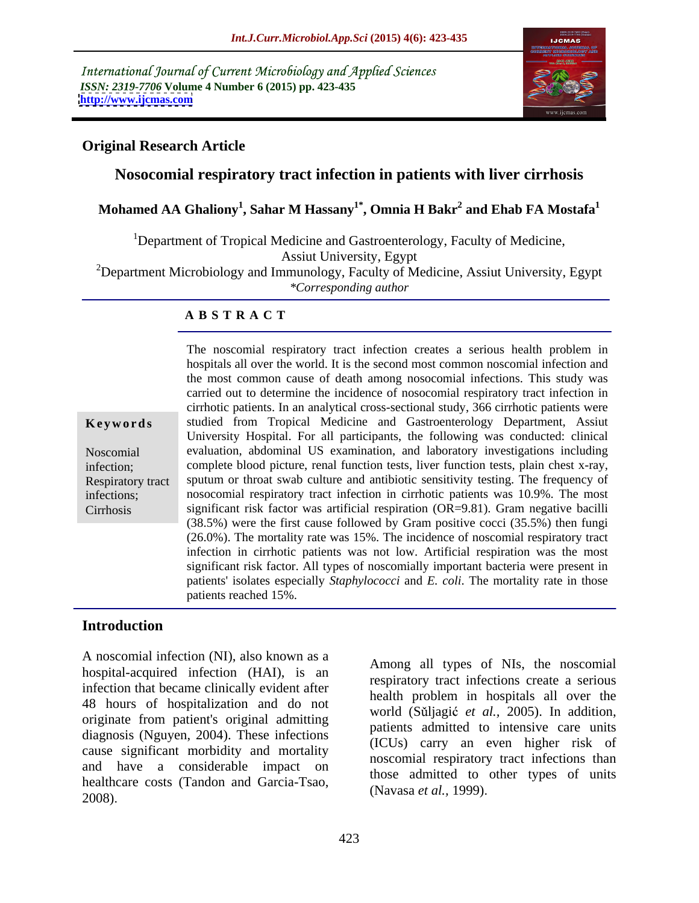International Journal of Current Microbiology and Applied Sciences
*ISSN: 2319-7706* **Volume 4 Number 6 (2015) pp. 423-435**
**http://www.ijcmas.com**

**Original Research Article**

# Nosocomial respiratory tract infection in patients with liver cirrhosis

**Mohamed AA Ghaliony[1], Sahar M Hassany[1*], Omnia H Bakr[2] and Ehab FA Mostafa[1]**

[1]Department of Tropical Medicine and Gastroenterology, Faculty of Medicine, Assiut University, Egypt
[2]Department Microbiology and Immunology, Faculty of Medicine, Assiut University, Egypt
*\*Corresponding author*

## ABSTRACT

**Keywords**

Noscomial infection; Respiratory tract infections; Cirrhosis

The noscomial respiratory tract infection creates a serious health problem in hospitals all over the world. It is the second most common noscomial infection and the most common cause of death among nosocomial infections. This study was carried out to determine the incidence of nosocomial respiratory tract infection in cirrhotic patients. In an analytical cross-sectional study, 366 cirrhotic patients were studied from Tropical Medicine and Gastroenterology Department, Assiut University Hospital. For all participants, the following was conducted: clinical evaluation, abdominal US examination, and laboratory investigations including complete blood picture, renal function tests, liver function tests, plain chest x-ray, sputum or throat swab culture and antibiotic sensitivity testing. The frequency of nosocomial respiratory tract infection in cirrhotic patients was 10.9%. The most significant risk factor was artificial respiration (OR=9.81). Gram negative bacilli (38.5%) were the first cause followed by Gram positive cocci (35.5%) then fungi (26.0%). The mortality rate was 15%. The incidence of noscomial respiratory tract infection in cirrhotic patients was not low. Artificial respiration was the most significant risk factor. All types of noscomially important bacteria were present in patients' isolates especially *Staphylococci* and *E. coli*. The mortality rate in those patients reached 15%.

## Introduction

A noscomial infection (NI), also known as a hospital-acquired infection (HAI), is an infection that became clinically evident after 48 hours of hospitalization and do not originate from patient's original admitting diagnosis (Nguyen, 2004). These infections cause significant morbidity and mortality and have a considerable impact on healthcare costs (Tandon and Garcia-Tsao, 2008).

Among all types of NIs, the noscomial respiratory tract infections create a serious health problem in hospitals all over the world (Sǔljagić *et al.,* 2005). In addition, patients admitted to intensive care units (ICUs) carry an even higher risk of noscomial respiratory tract infections than those admitted to other types of units (Navasa *et al.,* 1999).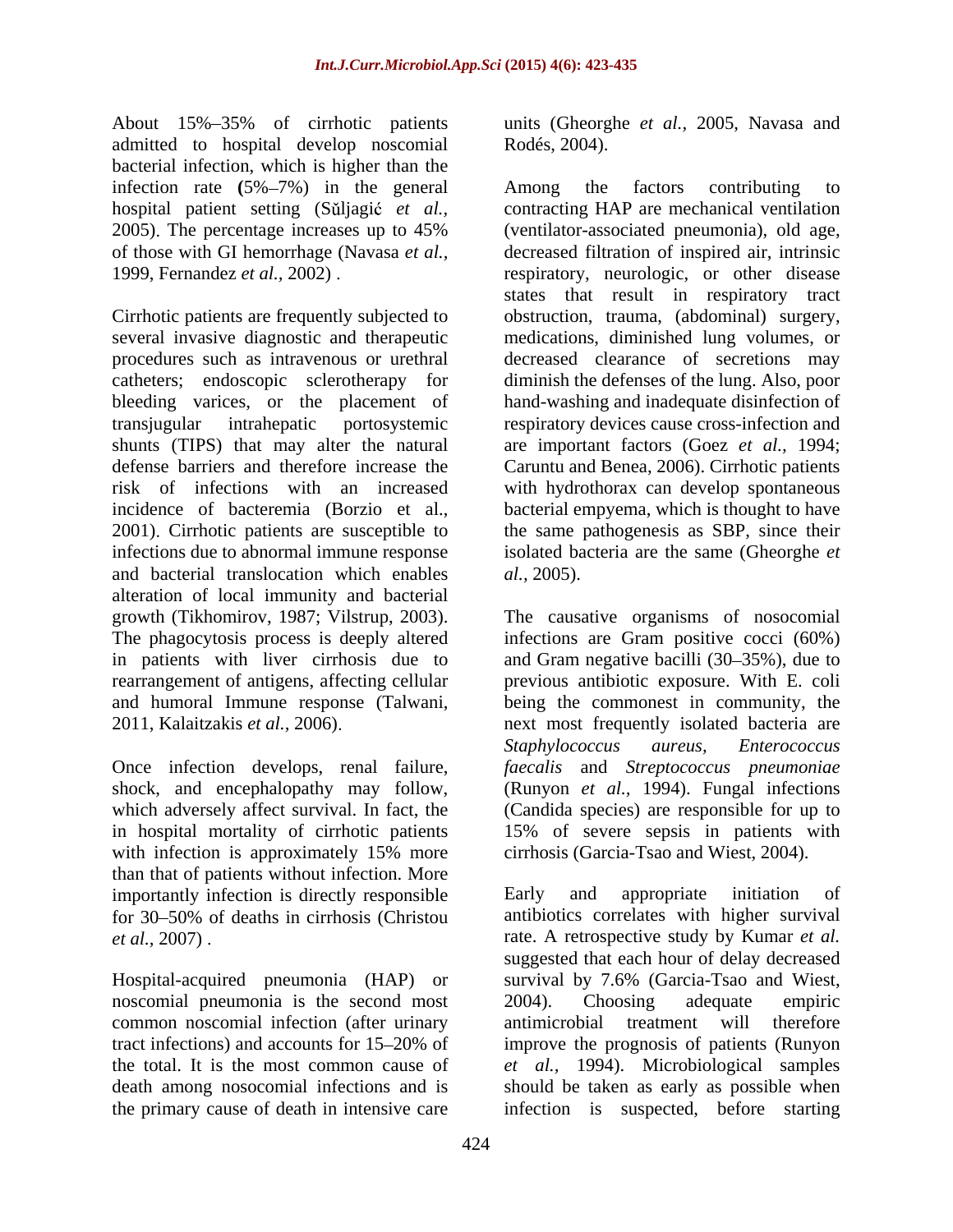About 15%–35% of cirrhotic patients admitted to hospital develop noscomial bacterial infection, which is higher than the infection rate **(**5%–7%) in the general hospital patient setting (Sŭljagić *et al.*, 2005). The percentage increases up to 45% of those with GI hemorrhage (Navasa *et al.*, 1999, Fernandez *et al.*, 2002) .

Cirrhotic patients are frequently subjected to several invasive diagnostic and therapeutic procedures such as intravenous or urethral catheters; endoscopic sclerotherapy for bleeding varices, or the placement of transjugular intrahepatic portosystemic shunts (TIPS) that may alter the natural defense barriers and therefore increase the risk of infections with an increased incidence of bacteremia (Borzio et al., 2001). Cirrhotic patients are susceptible to infections due to abnormal immune response and bacterial translocation which enables alteration of local immunity and bacterial growth (Tikhomirov, 1987; Vilstrup, 2003). The phagocytosis process is deeply altered in patients with liver cirrhosis due to rearrangement of antigens, affecting cellular and humoral Immune response (Talwani, 2011, Kalaitzakis *et al.*, 2006).

Once infection develops, renal failure, shock, and encephalopathy may follow, which adversely affect survival. In fact, the in hospital mortality of cirrhotic patients with infection is approximately 15% more than that of patients without infection. More importantly infection is directly responsible for 30–50% of deaths in cirrhosis (Christou *et al.*, 2007) .

Hospital-acquired pneumonia (HAP) or noscomial pneumonia is the second most common noscomial infection (after urinary tract infections) and accounts for 15–20% of the total. It is the most common cause of death among nosocomial infections and is the primary cause of death in intensive care units (Gheorghe *et al.*, 2005, Navasa and Rodés, 2004).

Among the factors contributing to contracting HAP are mechanical ventilation (ventilator-associated pneumonia), old age, decreased filtration of inspired air, intrinsic respiratory, neurologic, or other disease states that result in respiratory tract obstruction, trauma, (abdominal) surgery, medications, diminished lung volumes, or decreased clearance of secretions may diminish the defenses of the lung. Also, poor hand-washing and inadequate disinfection of respiratory devices cause cross-infection and are important factors (Goez *et al.*, 1994; Caruntu and Benea, 2006). Cirrhotic patients with hydrothorax can develop spontaneous bacterial empyema, which is thought to have the same pathogenesis as SBP, since their isolated bacteria are the same (Gheorghe *et al.*, 2005).

The causative organisms of nosocomial infections are Gram positive cocci (60%) and Gram negative bacilli (30–35%), due to previous antibiotic exposure. With E. coli being the commonest in community, the next most frequently isolated bacteria are *Staphylococcus aureus, Enterococcus faecalis* and *Streptococcus pneumoniae* (Runyon *et al.*, 1994). Fungal infections (Candida species) are responsible for up to 15% of severe sepsis in patients with cirrhosis (Garcia-Tsao and Wiest, 2004).

Early and appropriate initiation of antibiotics correlates with higher survival rate. A retrospective study by Kumar *et al.* suggested that each hour of delay decreased survival by 7.6% (Garcia-Tsao and Wiest, 2004). Choosing adequate empiric antimicrobial treatment will therefore improve the prognosis of patients (Runyon *et al.*, 1994). Microbiological samples should be taken as early as possible when infection is suspected, before starting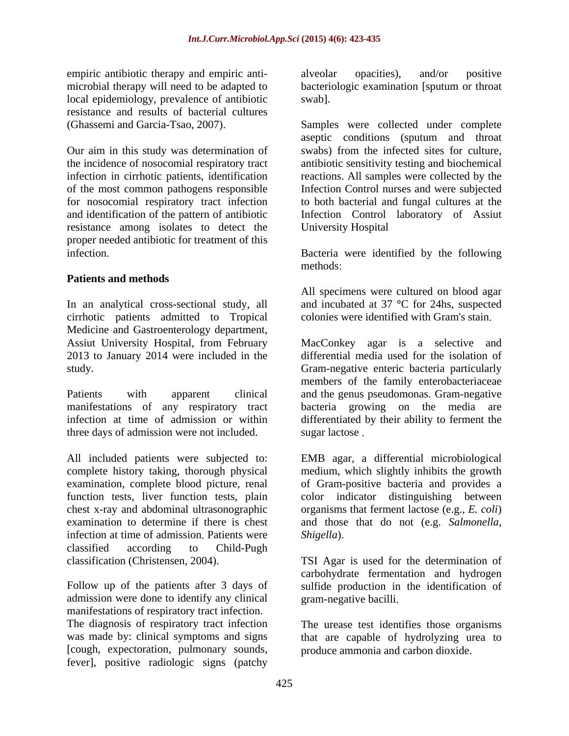empiric antibiotic therapy and empiric anti-microbial therapy will need to be adapted to local epidemiology, prevalence of antibiotic resistance and results of bacterial cultures (Ghassemi and Garcia-Tsao, 2007).

Our aim in this study was determination of the incidence of nosocomial respiratory tract infection in cirrhotic patients, identification of the most common pathogens responsible for nosocomial respiratory tract infection and identification of the pattern of antibiotic resistance among isolates to detect the proper needed antibiotic for treatment of this infection.

## Patients and methods

In an analytical cross-sectional study, all cirrhotic patients admitted to Tropical Medicine and Gastroenterology department, Assiut University Hospital, from February 2013 to January 2014 were included in the study.

Patients with apparent clinical manifestations of any respiratory tract infection at time of admission or within three days of admission were not included.

All included patients were subjected to: complete history taking, thorough physical examination, complete blood picture, renal function tests, liver function tests, plain chest x-ray and abdominal ultrasonographic examination to determine if there is chest infection at time of admission. Patients were classified according to Child-Pugh classification (Christensen, 2004).

Follow up of the patients after 3 days of admission were done to identify any clinical manifestations of respiratory tract infection. The diagnosis of respiratory tract infection was made by: clinical symptoms and signs [cough, expectoration, pulmonary sounds, fever], positive radiologic signs (patchy alveolar opacities), and/or positive bacteriologic examination [sputum or throat swab].

Samples were collected under complete aseptic conditions (sputum and throat swabs) from the infected sites for culture, antibiotic sensitivity testing and biochemical reactions. All samples were collected by the Infection Control nurses and were subjected to both bacterial and fungal cultures at the Infection Control laboratory of Assiut University Hospital

Bacteria were identified by the following methods:

All specimens were cultured on blood agar and incubated at 37 °C for 24hs, suspected colonies were identified with Gram's stain.

MacConkey agar is a selective and differential media used for the isolation of Gram-negative enteric bacteria particularly members of the family enterobacteriaceae and the genus pseudomonas. Gram-negative bacteria growing on the media are differentiated by their ability to ferment the sugar lactose .

EMB agar, a differential microbiological medium, which slightly inhibits the growth of Gram-positive bacteria and provides a color indicator distinguishing between organisms that ferment lactose (e.g., *E. coli*) and those that do not (e.g. *Salmonella*, *Shigella*).

TSI Agar is used for the determination of carbohydrate fermentation and hydrogen sulfide production in the identification of gram-negative bacilli.

The urease test identifies those organisms that are capable of hydrolyzing urea to produce ammonia and carbon dioxide.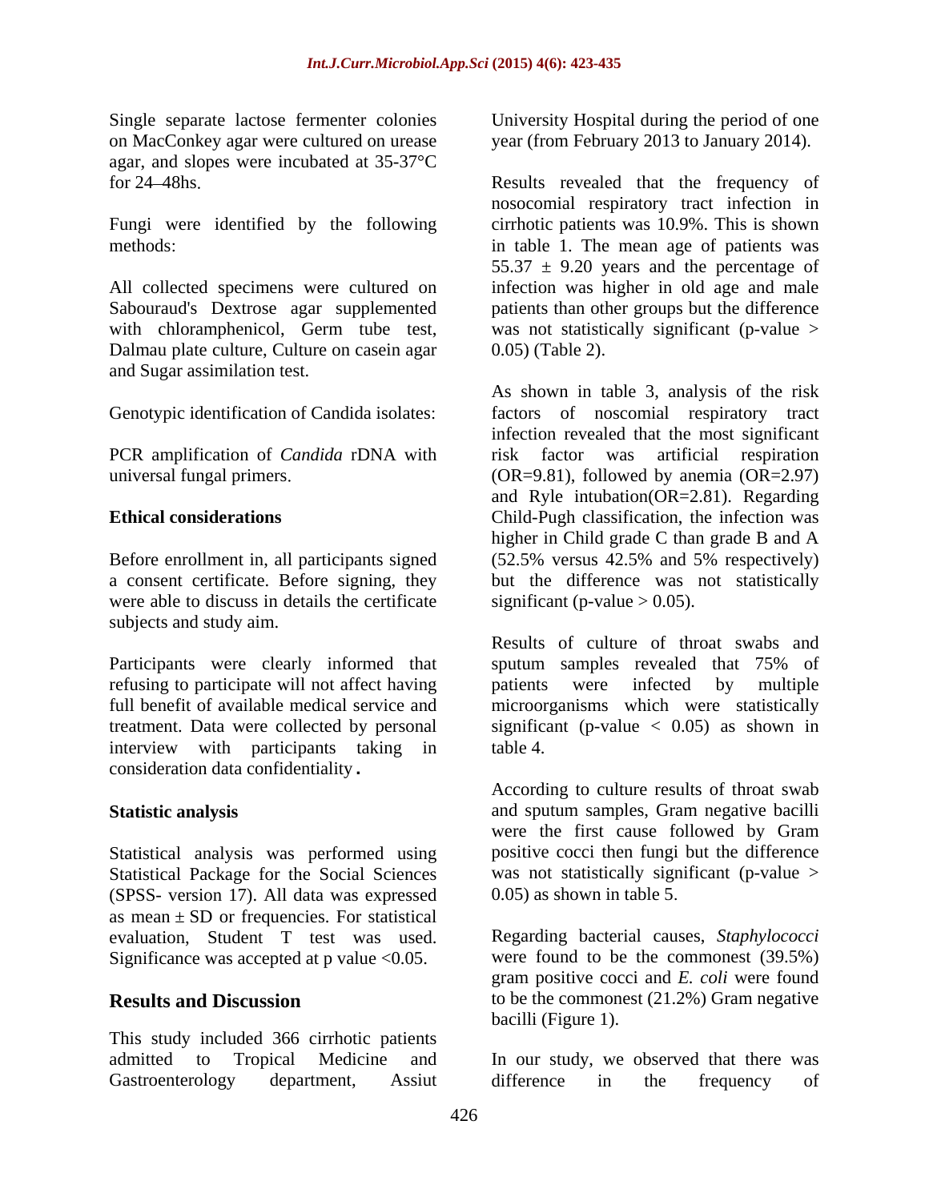Single separate lactose fermenter colonies on MacConkey agar were cultured on urease agar, and slopes were incubated at 35-37°C for 24–48hs.

Fungi were identified by the following methods:

All collected specimens were cultured on Sabouraud's Dextrose agar supplemented with chloramphenicol, Germ tube test, Dalmau plate culture, Culture on casein agar and Sugar assimilation test.

Genotypic identification of Candida isolates:

PCR amplification of *Candida* rDNA with universal fungal primers.

**Ethical considerations**

Before enrollment in, all participants signed a consent certificate. Before signing, they were able to discuss in details the certificate subjects and study aim.

Participants were clearly informed that refusing to participate will not affect having full benefit of available medical service and treatment. Data were collected by personal interview with participants taking in consideration data confidentiality **.**

**Statistic analysis**

Statistical analysis was performed using Statistical Package for the Social Sciences (SPSS- version 17). All data was expressed as mean ± SD or frequencies. For statistical evaluation, Student T test was used. Significance was accepted at p value <0.05.

## Results and Discussion

This study included 366 cirrhotic patients admitted to Tropical Medicine and Gastroenterology department, Assiut University Hospital during the period of one year (from February 2013 to January 2014).

Results revealed that the frequency of nosocomial respiratory tract infection in cirrhotic patients was 10.9%. This is shown in table 1. The mean age of patients was 55.37 ± 9.20 years and the percentage of infection was higher in old age and male patients than other groups but the difference was not statistically significant (p-value > 0.05) (Table 2).

As shown in table 3, analysis of the risk factors of noscomial respiratory tract infection revealed that the most significant risk factor was artificial respiration (OR=9.81), followed by anemia (OR=2.97) and Ryle intubation(OR=2.81). Regarding Child-Pugh classification, the infection was higher in Child grade C than grade B and A (52.5% versus 42.5% and 5% respectively) but the difference was not statistically significant (p-value > 0.05).

Results of culture of throat swabs and sputum samples revealed that 75% of patients were infected by multiple microorganisms which were statistically significant (p-value < 0.05) as shown in table 4.

According to culture results of throat swab and sputum samples, Gram negative bacilli were the first cause followed by Gram positive cocci then fungi but the difference was not statistically significant (p-value > 0.05) as shown in table 5.

Regarding bacterial causes, *Staphylococci* were found to be the commonest (39.5%) gram positive cocci and *E. coli* were found to be the commonest (21.2%) Gram negative bacilli (Figure 1).

In our study, we observed that there was difference in the frequency of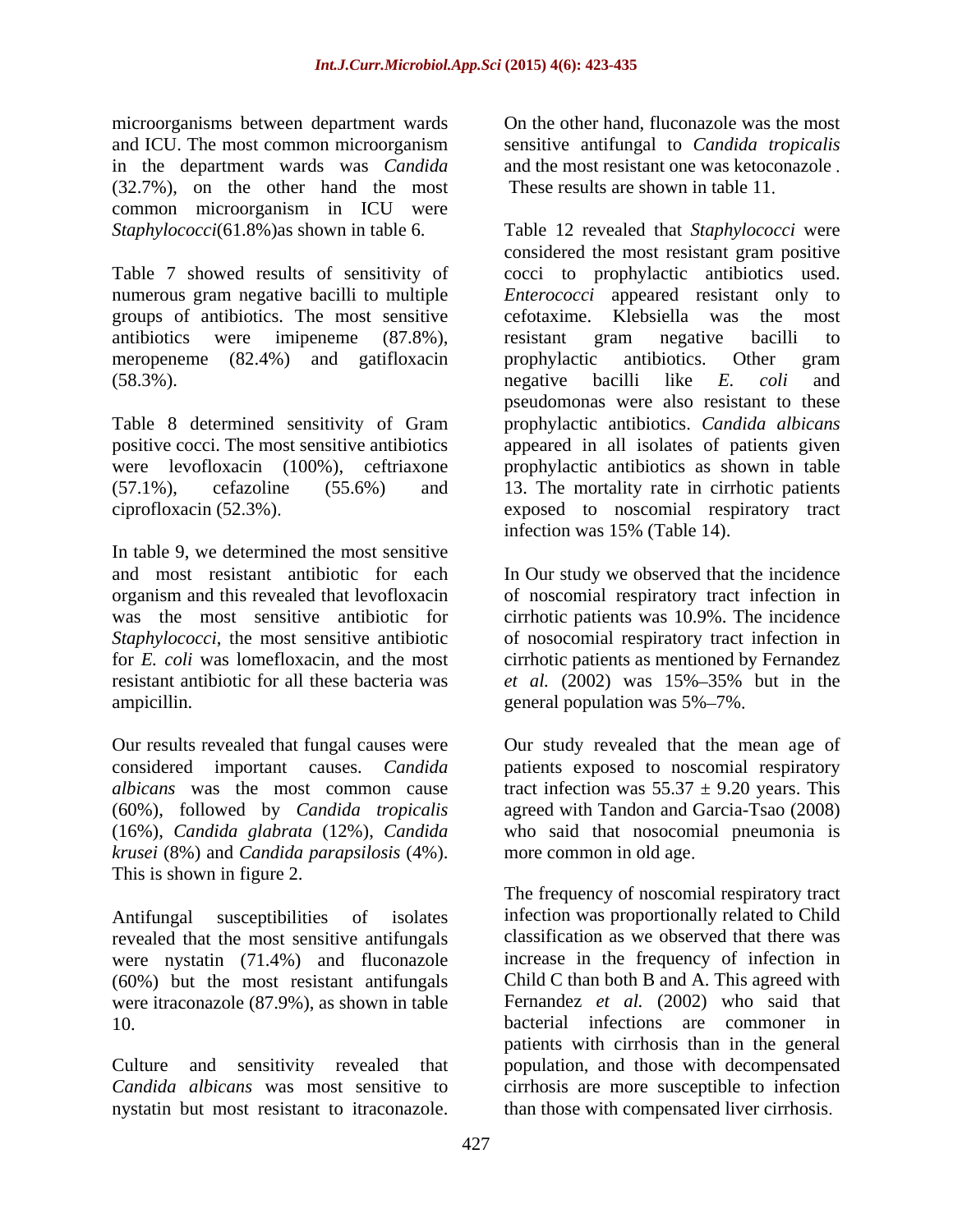microorganisms between department wards and ICU. The most common microorganism in the department wards was *Candida* (32.7%), on the other hand the most common microorganism in ICU were *Staphylococci*(61.8%)as shown in table 6.

Table 7 showed results of sensitivity of numerous gram negative bacilli to multiple groups of antibiotics. The most sensitive antibiotics were imipeneme (87.8%), meropeneme (82.4%) and gatifloxacin (58.3%).

Table 8 determined sensitivity of Gram positive cocci. The most sensitive antibiotics were levofloxacin (100%), ceftriaxone (57.1%), cefazoline (55.6%) and ciprofloxacin (52.3%).

In table 9, we determined the most sensitive and most resistant antibiotic for each organism and this revealed that levofloxacin was the most sensitive antibiotic for *Staphylococci*, the most sensitive antibiotic for *E. coli* was lomefloxacin, and the most resistant antibiotic for all these bacteria was ampicillin.

Our results revealed that fungal causes were considered important causes. *Candida albicans* was the most common cause (60%), followed by *Candida tropicalis* (16%), *Candida glabrata* (12%), *Candida krusei* (8%) and *Candida parapsilosis* (4%). This is shown in figure 2.

Antifungal susceptibilities of isolates revealed that the most sensitive antifungals were nystatin (71.4%) and fluconazole (60%) but the most resistant antifungals were itraconazole (87.9%), as shown in table 10.

Culture and sensitivity revealed that *Candida albicans* was most sensitive to nystatin but most resistant to itraconazole. On the other hand, fluconazole was the most sensitive antifungal to *Candida tropicalis* and the most resistant one was ketoconazole . These results are shown in table 11.

Table 12 revealed that *Staphylococci* were considered the most resistant gram positive cocci to prophylactic antibiotics used. *Enterococci* appeared resistant only to cefotaxime. Klebsiella was the most resistant gram negative bacilli to prophylactic antibiotics. Other gram negative bacilli like *E. coli* and pseudomonas were also resistant to these prophylactic antibiotics. *Candida albicans* appeared in all isolates of patients given prophylactic antibiotics as shown in table 13. The mortality rate in cirrhotic patients exposed to noscomial respiratory tract infection was 15% (Table 14).

In Our study we observed that the incidence of noscomial respiratory tract infection in cirrhotic patients was 10.9%. The incidence of nosocomial respiratory tract infection in cirrhotic patients as mentioned by Fernandez *et al.* (2002) was 15%–35% but in the general population was 5%–7%.

Our study revealed that the mean age of patients exposed to noscomial respiratory tract infection was 55.37 ± 9.20 years. This agreed with Tandon and Garcia-Tsao (2008) who said that nosocomial pneumonia is more common in old age.

The frequency of noscomial respiratory tract infection was proportionally related to Child classification as we observed that there was increase in the frequency of infection in Child C than both B and A. This agreed with Fernandez *et al.* (2002) who said that bacterial infections are commoner in patients with cirrhosis than in the general population, and those with decompensated cirrhosis are more susceptible to infection than those with compensated liver cirrhosis.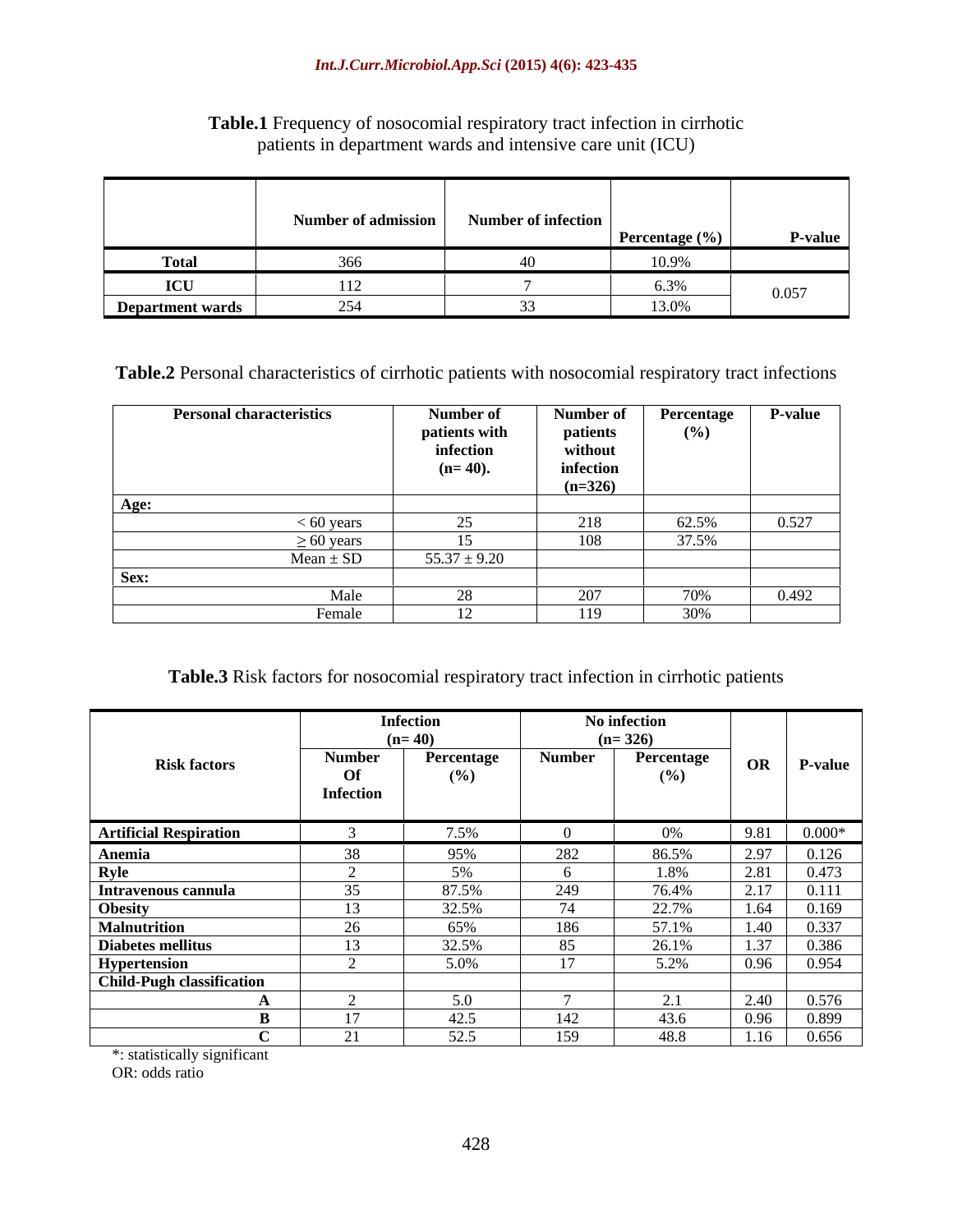**Table.1** Frequency of nosocomial respiratory tract infection in cirrhotic patients in department wards and intensive care unit (ICU)

| | Number of admission | Number of infection | Percentage (%) | P-value |
|---|---|---|---|---|
| **Total** | 366 | 40 | 10.9% | |
| **ICU** | 112 | 7 | 6.3% | 0.057 |
| **Department wards** | 254 | 33 | 13.0% | |

**Table.2** Personal characteristics of cirrhotic patients with nosocomial respiratory tract infections

| Personal characteristics | Number of patients with infection (n= 40). | Number of patients without infection (n=326) | Percentage (%) | P-value |
|---|---|---|---|---|
| **Age:** | | | | |
| < 60 years | 25 | 218 | 62.5% | 0.527 |
| ≥ 60 years | 15 | 108 | 37.5% | |
| Mean ± SD | 55.37 ± 9.20 | | | |
| **Sex:** | | | | |
| Male | 28 | 207 | 70% | 0.492 |
| Female | 12 | 119 | 30% | |

**Table.3** Risk factors for nosocomial respiratory tract infection in cirrhotic patients

| Risk factors | Infection (n= 40) | | No infection (n= 326) | | OR | P-value |
|---|---|---|---|---|---|---|
| | Number Of Infection | Percentage (%) | Number | Percentage (%) | | |
| **Artificial Respiration** | 3 | 7.5% | 0 | 0% | 9.81 | 0.000* |
| **Anemia** | 38 | 95% | 282 | 86.5% | 2.97 | 0.126 |
| **Ryle** | 2 | 5% | 6 | 1.8% | 2.81 | 0.473 |
| **Intravenous cannula** | 35 | 87.5% | 249 | 76.4% | 2.17 | 0.111 |
| **Obesity** | 13 | 32.5% | 74 | 22.7% | 1.64 | 0.169 |
| **Malnutrition** | 26 | 65% | 186 | 57.1% | 1.40 | 0.337 |
| **Diabetes mellitus** | 13 | 32.5% | 85 | 26.1% | 1.37 | 0.386 |
| **Hypertension** | 2 | 5.0% | 17 | 5.2% | 0.96 | 0.954 |
| **Child-Pugh classification** | | | | | | |
| **A** | 2 | 5.0 | 7 | 2.1 | 2.40 | 0.576 |
| **B** | 17 | 42.5 | 142 | 43.6 | 0.96 | 0.899 |
| **C** | 21 | 52.5 | 159 | 48.8 | 1.16 | 0.656 |

*: statistically significant
OR: odds ratio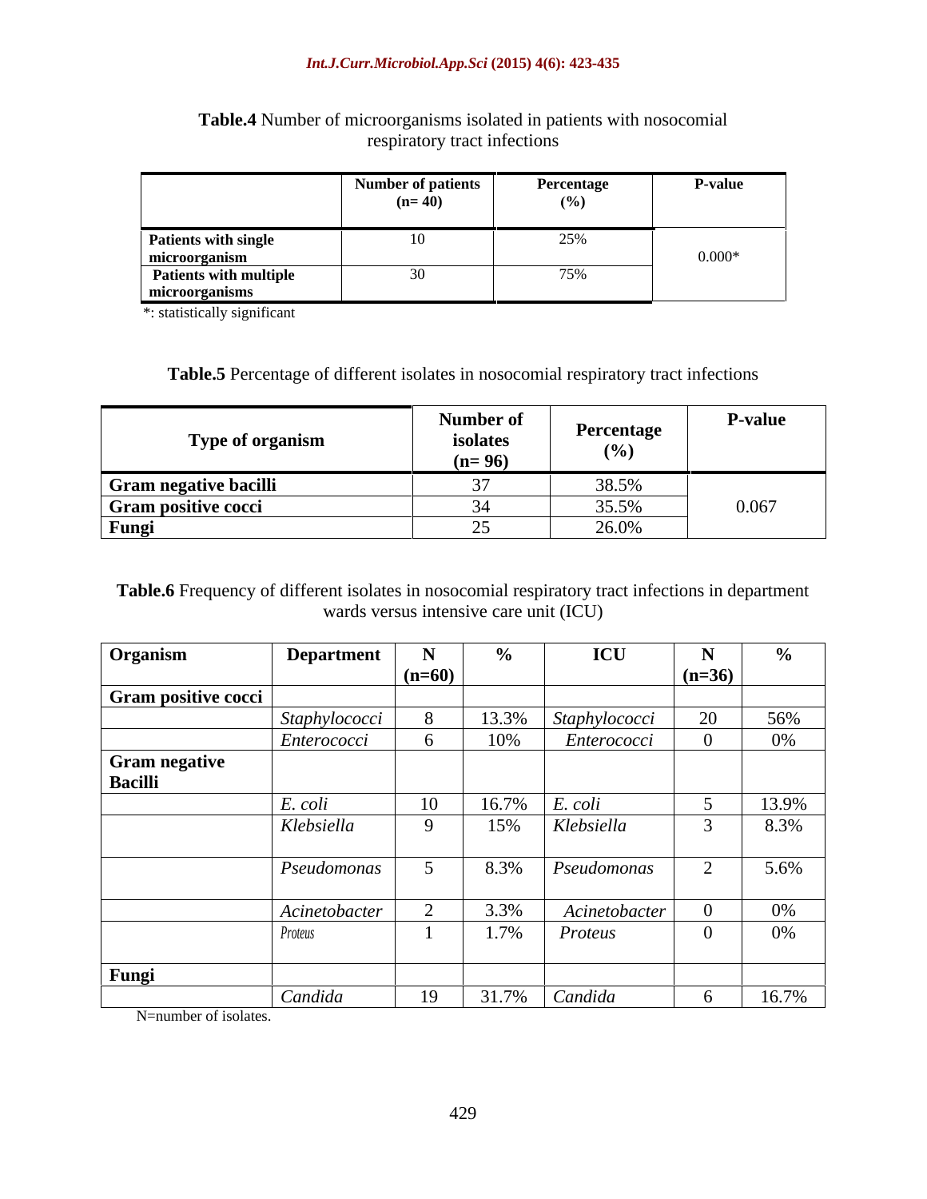**Table.4** Number of microorganisms isolated in patients with nosocomial respiratory tract infections

| | Number of patients (n= 40) | Percentage (%) | P-value |
|---|---|---|---|
| **Patients with single microorganism** | 10 | 25% | 0.000* |
| **Patients with multiple microorganisms** | 30 | 75% | |

*: statistically significant

**Table.5** Percentage of different isolates in nosocomial respiratory tract infections

| Type of organism | Number of isolates (n= 96) | Percentage (%) | P-value |
|---|---|---|---|
| **Gram negative bacilli** | 37 | 38.5% | 0.067 |
| **Gram positive cocci** | 34 | 35.5% | |
| **Fungi** | 25 | 26.0% | |

**Table.6** Frequency of different isolates in nosocomial respiratory tract infections in department wards versus intensive care unit (ICU)

| Organism | Department | N (n=60) | % | ICU | N (n=36) | % |
|---|---|---|---|---|---|---|
| **Gram positive cocci** | | | | | | |
| | *Staphylococci* | 8 | 13.3% | *Staphylococci* | 20 | 56% |
| | *Enterococci* | 6 | 10% | *Enterococci* | 0 | 0% |
| **Gram negative Bacilli** | | | | | | |
| | *E. coli* | 10 | 16.7% | *E. coli* | 5 | 13.9% |
| | *Klebsiella* | 9 | 15% | *Klebsiella* | 3 | 8.3% |
| | *Pseudomonas* | 5 | 8.3% | *Pseudomonas* | 2 | 5.6% |
| | *Acinetobacter* | 2 | 3.3% | *Acinetobacter* | 0 | 0% |
| | *Proteus* | 1 | 1.7% | *Proteus* | 0 | 0% |
| **Fungi** | | | | | | |
| | *Candida* | 19 | 31.7% | *Candida* | 6 | 16.7% |

N=number of isolates.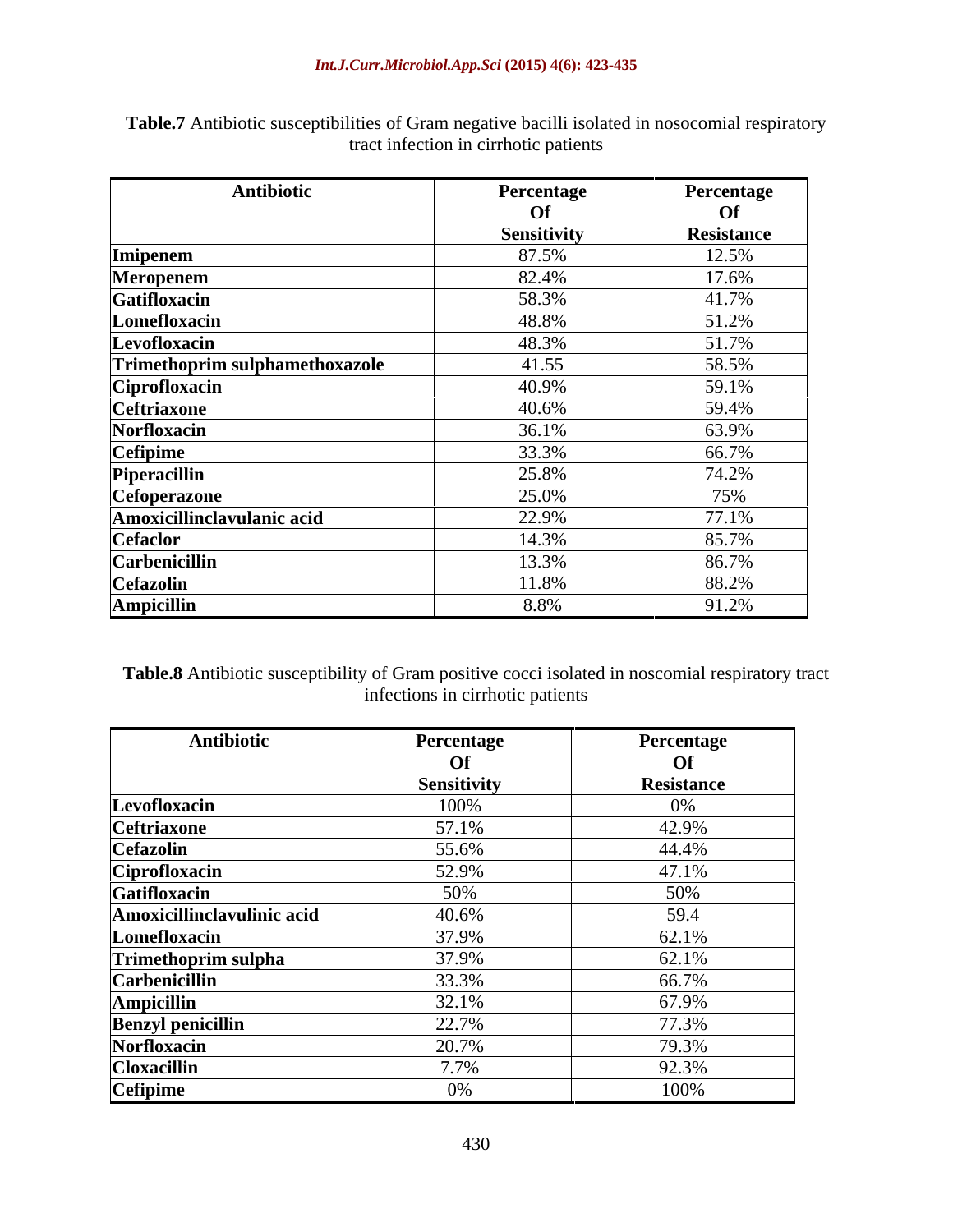**Table.7** Antibiotic susceptibilities of Gram negative bacilli isolated in nosocomial respiratory tract infection in cirrhotic patients

| Antibiotic | Percentage Of Sensitivity | Percentage Of Resistance |
|---|---|---|
| **Imipenem** | 87.5% | 12.5% |
| **Meropenem** | 82.4% | 17.6% |
| **Gatifloxacin** | 58.3% | 41.7% |
| **Lomefloxacin** | 48.8% | 51.2% |
| **Levofloxacin** | 48.3% | 51.7% |
| **Trimethoprim sulphamethoxazole** | 41.55 | 58.5% |
| **Ciprofloxacin** | 40.9% | 59.1% |
| **Ceftriaxone** | 40.6% | 59.4% |
| **Norfloxacin** | 36.1% | 63.9% |
| **Cefipime** | 33.3% | 66.7% |
| **Piperacillin** | 25.8% | 74.2% |
| **Cefoperazone** | 25.0% | 75% |
| **Amoxicillinclavulanic acid** | 22.9% | 77.1% |
| **Cefaclor** | 14.3% | 85.7% |
| **Carbenicillin** | 13.3% | 86.7% |
| **Cefazolin** | 11.8% | 88.2% |
| **Ampicillin** | 8.8% | 91.2% |

**Table.8** Antibiotic susceptibility of Gram positive cocci isolated in noscomial respiratory tract infections in cirrhotic patients

| Antibiotic | Percentage Of Sensitivity | Percentage Of Resistance |
|---|---|---|
| **Levofloxacin** | 100% | 0% |
| **Ceftriaxone** | 57.1% | 42.9% |
| **Cefazolin** | 55.6% | 44.4% |
| **Ciprofloxacin** | 52.9% | 47.1% |
| **Gatifloxacin** | 50% | 50% |
| **Amoxicillinclavulinic acid** | 40.6% | 59.4 |
| **Lomefloxacin** | 37.9% | 62.1% |
| **Trimethoprim sulpha** | 37.9% | 62.1% |
| **Carbenicillin** | 33.3% | 66.7% |
| **Ampicillin** | 32.1% | 67.9% |
| **Benzyl penicillin** | 22.7% | 77.3% |
| **Norfloxacin** | 20.7% | 79.3% |
| **Cloxacillin** | 7.7% | 92.3% |
| **Cefipime** | 0% | 100% |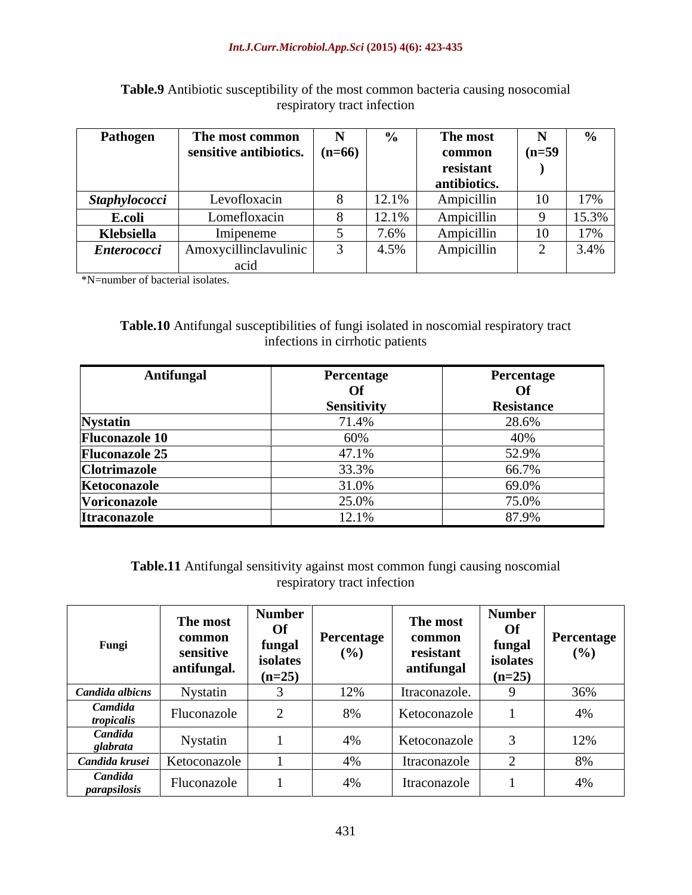**Table.9** Antibiotic susceptibility of the most common bacteria causing nosocomial respiratory tract infection

| Pathogen | The most common sensitive antibiotics. | N (n=66) | % | The most common resistant antibiotics. | N (n=59) | % |
|---|---|---|---|---|---|---|
| *Staphylococci* | Levofloxacin | 8 | 12.1% | Ampicillin | 10 | 17% |
| **E.coli** | Lomefloxacin | 8 | 12.1% | Ampicillin | 9 | 15.3% |
| **Klebsiella** | Imipeneme | 5 | 7.6% | Ampicillin | 10 | 17% |
| *Enterococci* | Amoxycillinclavulinic acid | 3 | 4.5% | Ampicillin | 2 | 3.4% |

*N=number of bacterial isolates.

**Table.10** Antifungal susceptibilities of fungi isolated in noscomial respiratory tract infections in cirrhotic patients

| Antifungal | Percentage Of Sensitivity | Percentage Of Resistance |
|---|---|---|
| **Nystatin** | 71.4% | 28.6% |
| **Fluconazole 10** | 60% | 40% |
| **Fluconazole 25** | 47.1% | 52.9% |
| **Clotrimazole** | 33.3% | 66.7% |
| **Ketoconazole** | 31.0% | 69.0% |
| **Voriconazole** | 25.0% | 75.0% |
| **Itraconazole** | 12.1% | 87.9% |

**Table.11** Antifungal sensitivity against most common fungi causing noscomial respiratory tract infection

| Fungi | The most common sensitive antifungal. | Number Of fungal isolates (n=25) | Percentage (%) | The most common resistant antifungal | Number Of fungal isolates (n=25) | Percentage (%) |
|---|---|---|---|---|---|---|
| *Candida albicns* | Nystatin | 3 | 12% | Itraconazole. | 9 | 36% |
| *Camdida tropicalis* | Fluconazole | 2 | 8% | Ketoconazole | 1 | 4% |
| *Candida glabrata* | Nystatin | 1 | 4% | Ketoconazole | 3 | 12% |
| *Candida krusei* | Ketoconazole | 1 | 4% | Itraconazole | 2 | 8% |
| *Candida parapsilosis* | Fluconazole | 1 | 4% | Itraconazole | 1 | 4% |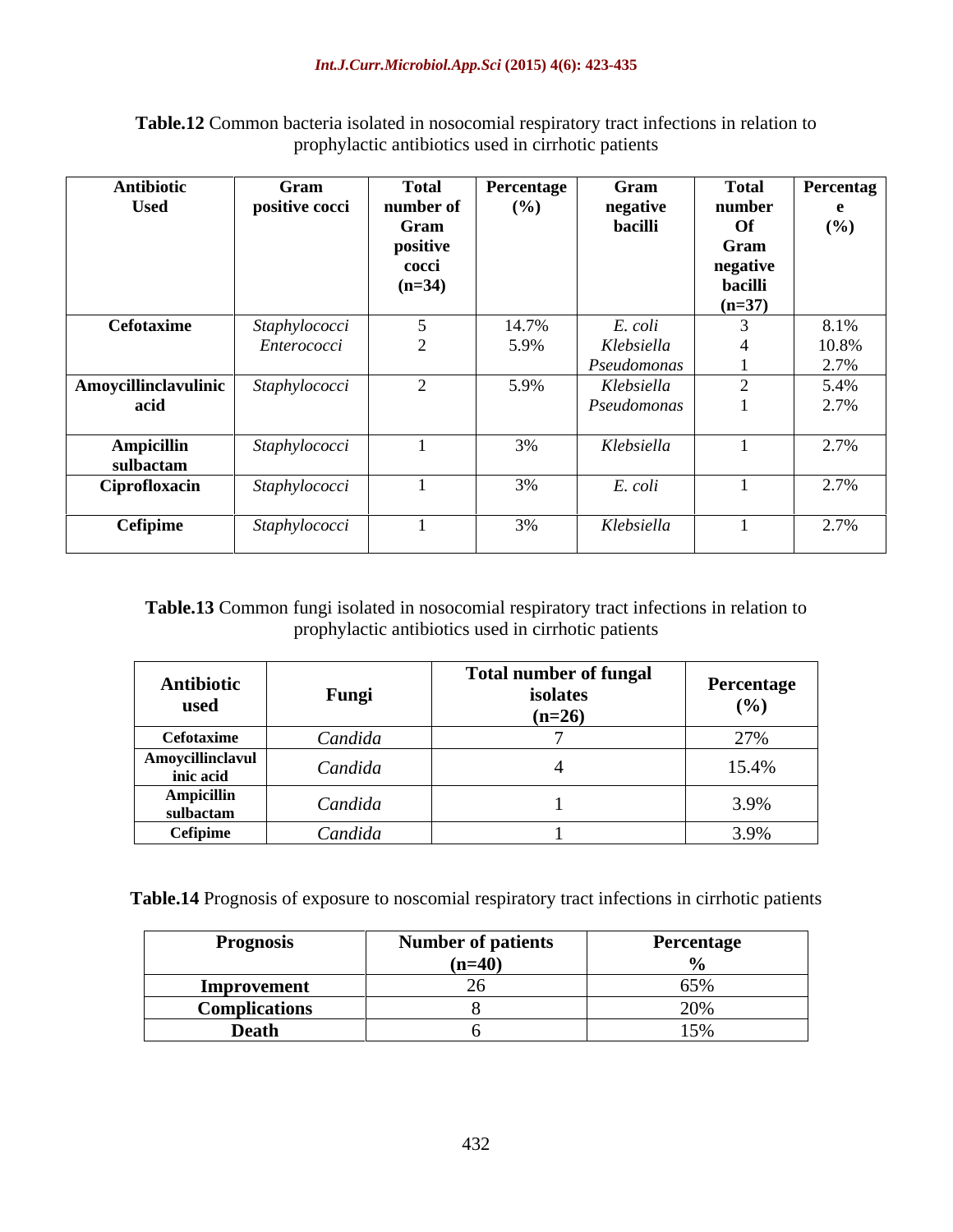**Table.12** Common bacteria isolated in nosocomial respiratory tract infections in relation to prophylactic antibiotics used in cirrhotic patients

| Antibiotic Used | Gram positive cocci | Total number of Gram positive cocci (n=34) | Percentage (%) | Gram negative bacilli | Total number Of Gram negative bacilli (n=37) | Percentage (%) |
|---|---|---|---|---|---|---|
| **Cefotaxime** | *Staphylococci* | 5 | 14.7% | *E. coli* | 3 | 8.1% |
| | *Enterococci* | 2 | 5.9% | *Klebsiella* | 4 | 10.8% |
| | | | | *Pseudomonas* | 1 | 2.7% |
| **Amoycillinclavulinic acid** | *Staphylococci* | 2 | 5.9% | *Klebsiella* | 2 | 5.4% |
| | | | | *Pseudomonas* | 1 | 2.7% |
| **Ampicillin sulbactam** | *Staphylococci* | 1 | 3% | *Klebsiella* | 1 | 2.7% |
| **Ciprofloxacin** | *Staphylococci* | 1 | 3% | *E. coli* | 1 | 2.7% |
| **Cefipime** | *Staphylococci* | 1 | 3% | *Klebsiella* | 1 | 2.7% |

**Table.13** Common fungi isolated in nosocomial respiratory tract infections in relation to prophylactic antibiotics used in cirrhotic patients

| Antibiotic used | Fungi | Total number of fungal isolates (n=26) | Percentage (%) |
|---|---|---|---|
| **Cefotaxime** | *Candida* | 7 | 27% |
| **Amoycillinclavulinic acid** | *Candida* | 4 | 15.4% |
| **Ampicillin sulbactam** | *Candida* | 1 | 3.9% |
| **Cefipime** | *Candida* | 1 | 3.9% |

**Table.14** Prognosis of exposure to noscomial respiratory tract infections in cirrhotic patients

| Prognosis | Number of patients (n=40) | Percentage % |
|---|---|---|
| **Improvement** | 26 | 65% |
| **Complications** | 8 | 20% |
| **Death** | 6 | 15% |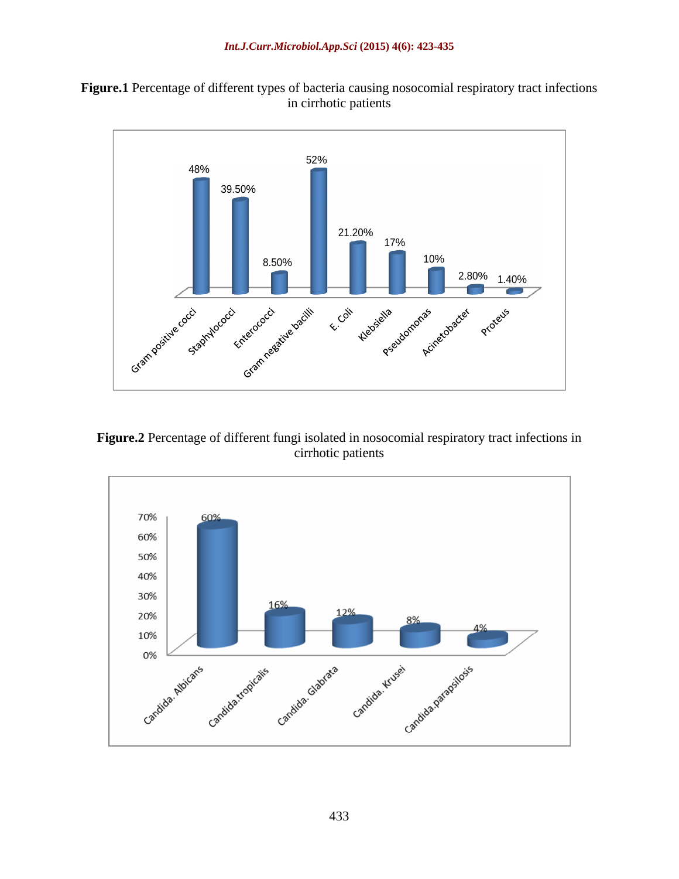**Figure.1** Percentage of different types of bacteria causing nosocomial respiratory tract infections in cirrhotic patients

**Figure.2** Percentage of different fungi isolated in nosocomial respiratory tract infections in cirrhotic patients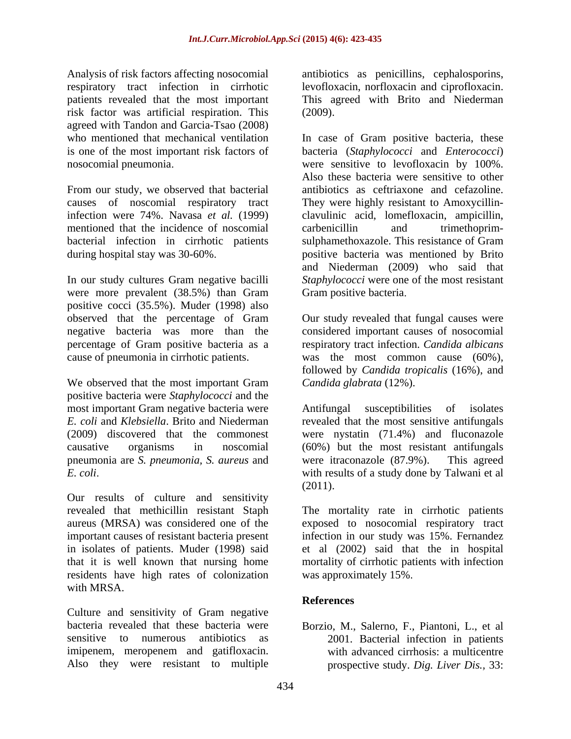Analysis of risk factors affecting nosocomial respiratory tract infection in cirrhotic patients revealed that the most important risk factor was artificial respiration. This agreed with Tandon and Garcia-Tsao (2008) who mentioned that mechanical ventilation is one of the most important risk factors of nosocomial pneumonia.

From our study, we observed that bacterial causes of noscomial respiratory tract infection were 74%. Navasa *et al.* (1999) mentioned that the incidence of noscomial bacterial infection in cirrhotic patients during hospital stay was 30-60%.

In our study cultures Gram negative bacilli were more prevalent (38.5%) than Gram positive cocci (35.5%). Muder (1998) also observed that the percentage of Gram negative bacteria was more than the percentage of Gram positive bacteria as a cause of pneumonia in cirrhotic patients.

We observed that the most important Gram positive bacteria were *Staphylococci* and the most important Gram negative bacteria were *E. coli* and *Klebsiella*. Brito and Niederman (2009) discovered that the commonest causative organisms in noscomial pneumonia are *S. pneumonia*, *S. aureus* and *E. coli*.

Our results of culture and sensitivity revealed that methicillin resistant Staph aureus (MRSA) was considered one of the important causes of resistant bacteria present in isolates of patients. Muder (1998) said that it is well known that nursing home residents have high rates of colonization with MRSA.

Culture and sensitivity of Gram negative bacteria revealed that these bacteria were sensitive to numerous antibiotics as imipenem, meropenem and gatifloxacin. Also they were resistant to multiple antibiotics as penicillins, cephalosporins, levofloxacin, norfloxacin and ciprofloxacin. This agreed with Brito and Niederman (2009).

In case of Gram positive bacteria, these bacteria (*Staphylococci* and *Enterococci*) were sensitive to levofloxacin by 100%. Also these bacteria were sensitive to other antibiotics as ceftriaxone and cefazoline. They were highly resistant to Amoxycillin-clavulinic acid, lomefloxacin, ampicillin, carbenicillin and trimethoprim-sulphamethoxazole. This resistance of Gram positive bacteria was mentioned by Brito and Niederman (2009) who said that *Staphylococci* were one of the most resistant Gram positive bacteria.

Our study revealed that fungal causes were considered important causes of nosocomial respiratory tract infection. *Candida albicans* was the most common cause (60%), followed by *Candida tropicalis* (16%), and *Candida glabrata* (12%).

Antifungal susceptibilities of isolates revealed that the most sensitive antifungals were nystatin (71.4%) and fluconazole (60%) but the most resistant antifungals were itraconazole (87.9%). This agreed with results of a study done by Talwani et al (2011).

The mortality rate in cirrhotic patients exposed to nosocomial respiratory tract infection in our study was 15%. Fernandez et al (2002) said that the in hospital mortality of cirrhotic patients with infection was approximately 15%.

## References

Borzio, M., Salerno, F., Piantoni, L., et al 2001. Bacterial infection in patients with advanced cirrhosis: a multicentre prospective study. *Dig. Liver Dis.,* 33: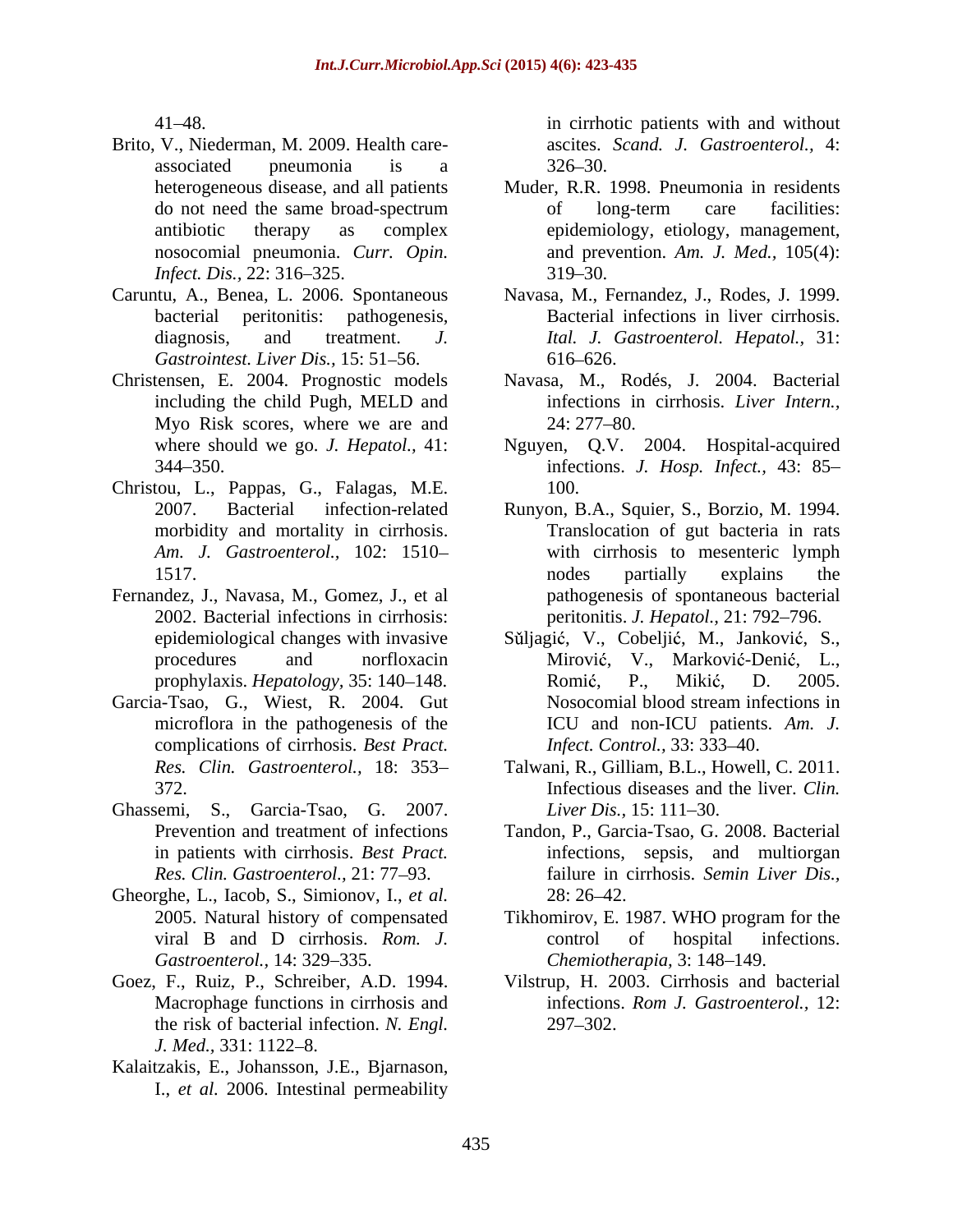41–48.

Brito, V., Niederman, M. 2009. Health care-associated pneumonia is a heterogeneous disease, and all patients do not need the same broad-spectrum antibiotic therapy as complex nosocomial pneumonia. *Curr. Opin. Infect. Dis.,* 22: 316–325.

Caruntu, A., Benea, L. 2006. Spontaneous bacterial peritonitis: pathogenesis, diagnosis, and treatment. *J. Gastrointest. Liver Dis.,* 15: 51–56.

Christensen, E. 2004. Prognostic models including the child Pugh, MELD and Myo Risk scores, where we are and where should we go. *J. Hepatol.,* 41: 344–350.

Christou, L., Pappas, G., Falagas, M.E. 2007. Bacterial infection-related morbidity and mortality in cirrhosis. *Am. J. Gastroenterol.,* 102: 1510–1517.

Fernandez, J., Navasa, M., Gomez, J., et al 2002. Bacterial infections in cirrhosis: epidemiological changes with invasive procedures and norfloxacin prophylaxis. *Hepatology,* 35: 140–148.

Garcia-Tsao, G., Wiest, R. 2004. Gut microflora in the pathogenesis of the complications of cirrhosis. *Best Pract. Res. Clin. Gastroenterol.,* 18: 353–372.

Ghassemi, S., Garcia-Tsao, G. 2007. Prevention and treatment of infections in patients with cirrhosis. *Best Pract. Res. Clin. Gastroenterol.,* 21: 77–93.

Gheorghe, L., Iacob, S., Simionov, I., *et al.* 2005. Natural history of compensated viral B and D cirrhosis. *Rom. J. Gastroenterol.,* 14: 329–335.

Goez, F., Ruiz, P., Schreiber, A.D. 1994. Macrophage functions in cirrhosis and the risk of bacterial infection. *N. Engl. J. Med.,* 331: 1122–8.

Kalaitzakis, E., Johansson, J.E., Bjarnason, I., *et al.* 2006. Intestinal permeability in cirrhotic patients with and without ascites. *Scand. J. Gastroenterol.,* 4: 326–30.

Muder, R.R. 1998. Pneumonia in residents of long-term care facilities: epidemiology, etiology, management, and prevention. *Am. J. Med.,* 105(4): 319–30.

Navasa, M., Fernandez, J., Rodes, J. 1999. Bacterial infections in liver cirrhosis. *Ital. J. Gastroenterol. Hepatol.,* 31: 616–626.

Navasa, M., Rodés, J. 2004. Bacterial infections in cirrhosis. *Liver Intern.,* 24: 277–80.

Nguyen, Q.V. 2004. Hospital-acquired infections. *J. Hosp. Infect.,* 43: 85–100.

Runyon, B.A., Squier, S., Borzio, M. 1994. Translocation of gut bacteria in rats with cirrhosis to mesenteric lymph nodes partially explains the pathogenesis of spontaneous bacterial peritonitis. *J. Hepatol.,* 21: 792–796.

Sŭljagić, V., Cobeljić, M., Janković, S., Mirović, V., Marković-Denić, L., Romić, P., Mikić, D. 2005. Nosocomial blood stream infections in ICU and non-ICU patients. *Am. J. Infect. Control.,* 33: 333–40.

Talwani, R., Gilliam, B.L., Howell, C. 2011. Infectious diseases and the liver. *Clin. Liver Dis.,* 15: 111–30.

Tandon, P., Garcia-Tsao, G. 2008. Bacterial infections, sepsis, and multiorgan failure in cirrhosis. *Semin Liver Dis.,* 28: 26–42.

Tikhomirov, E. 1987. WHO program for the control of hospital infections. *Chemiotherapia,* 3: 148–149.

Vilstrup, H. 2003. Cirrhosis and bacterial infections. *Rom J. Gastroenterol.,* 12: 297–302.